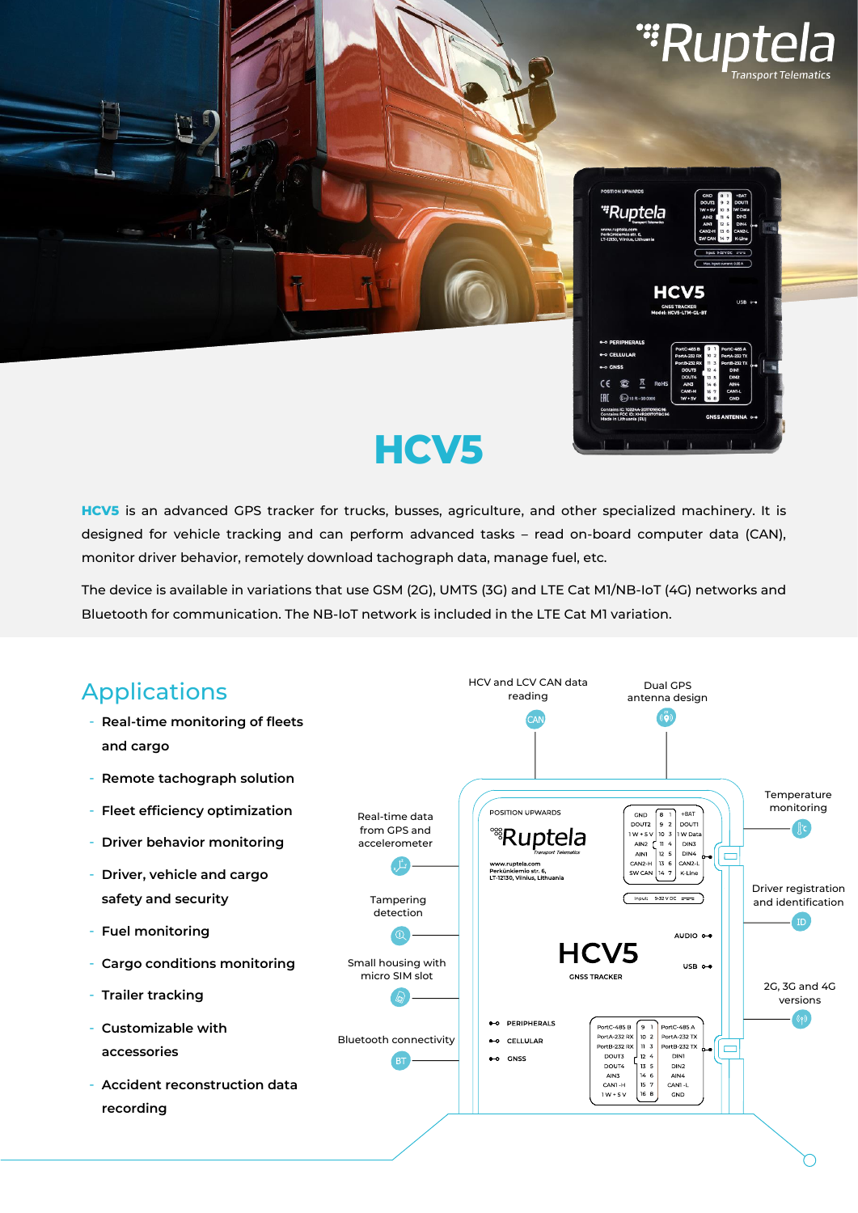# HCV5

**HCV5** is an advanced GPS tracker for trucks, busses, agriculture, and other specialized machinery. It is designed for vehicle tracking and can perform advanced tasks – read on-board computer data (CAN), monitor driver behavior, remotely download tachograph data, manage fuel, etc.

The device is available in variations that use GSM (2G), UMTS (3G) and LTE Cat M1/NB-IoT (4G) networks and Bluetooth for communication. The NB-IoT network is included in the LTE Cat M1 variation.

## Applications

- **Real-time monitoring of fleets and cargo**
- **Remote tachograph solution**
- **Fleet efficiency optimization**
- **Driver behavior monitoring**
- **Driver, vehicle and cargo safety and security**
- **Fuel monitoring**
- **Cargo conditions monitoring**
- **Trailer tracking**
- **Customizable with accessories**
- **Accident reconstruction data recording**

HCV and LCV CAN data reading

Dual GPS antenna design

Temperature monitoring

Driver registration and identification

2G, 3G and 4G versions

Real-time data from GPS and accelerometer

Tampering detection

Small housing with micro SIM slot

Bluetooth connectivity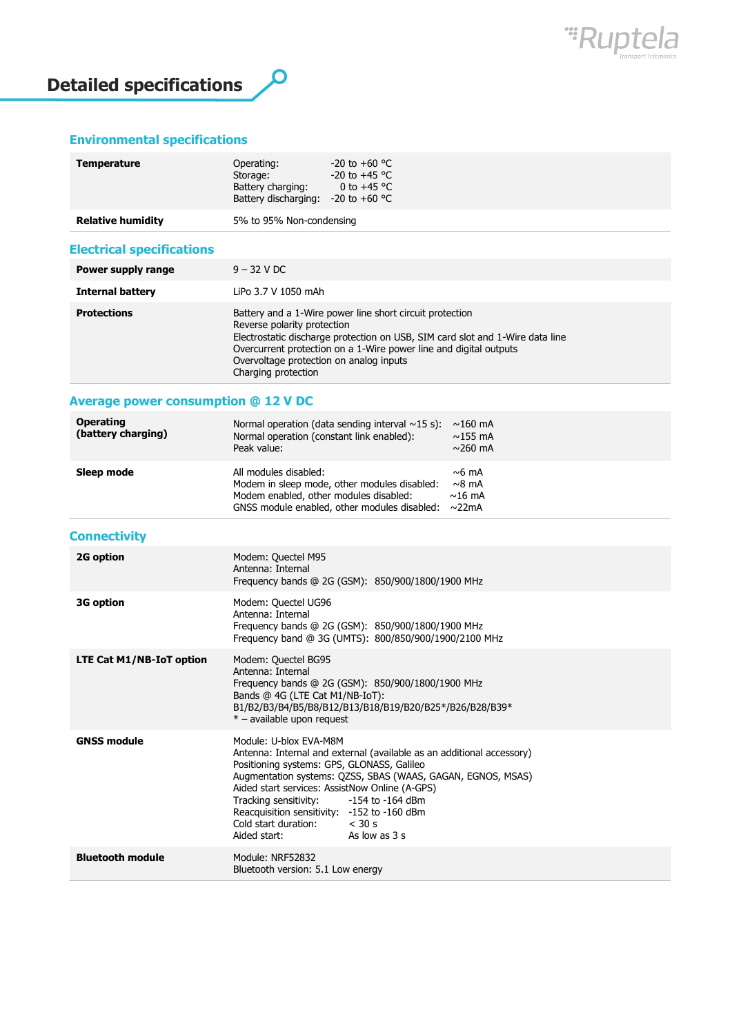# Detailed specifications

## Environmental specifications

| | |
|---|---|
| **Temperature** | Operating: -20 to +60 °C<br>Storage: -20 to +45 °C<br>Battery charging: 0 to +45 °C<br>Battery discharging: -20 to +60 °C |
| **Relative humidity** | 5% to 95% Non-condensing |

## Electrical specifications

| | |
|---|---|
| **Power supply range** | 9 – 32 V DC |
| **Internal battery** | LiPo 3.7 V 1050 mAh |
| **Protections** | Battery and a 1-Wire power line short circuit protection<br>Reverse polarity protection<br>Electrostatic discharge protection on USB, SIM card slot and 1-Wire data line<br>Overcurrent protection on a 1-Wire power line and digital outputs<br>Overvoltage protection on analog inputs<br>Charging protection |

## Average power consumption @ 12 V DC

| | |
|---|---|
| **Operating (battery charging)** | Normal operation (data sending interval ~15 s): ~160 mA<br>Normal operation (constant link enabled): ~155 mA<br>Peak value: ~260 mA |
| **Sleep mode** | All modules disabled: ~6 mA<br>Modem in sleep mode, other modules disabled: ~8 mA<br>Modem enabled, other modules disabled: ~16 mA<br>GNSS module enabled, other modules disabled: ~22mA |

## Connectivity

| | |
|---|---|
| **2G option** | Modem: Quectel M95<br>Antenna: Internal<br>Frequency bands @ 2G (GSM): 850/900/1800/1900 MHz |
| **3G option** | Modem: Quectel UG96<br>Antenna: Internal<br>Frequency bands @ 2G (GSM): 850/900/1800/1900 MHz<br>Frequency band @ 3G (UMTS): 800/850/900/1900/2100 MHz |
| **LTE Cat M1/NB-IoT option** | Modem: Quectel BG95<br>Antenna: Internal<br>Frequency bands @ 2G (GSM): 850/900/1800/1900 MHz<br>Bands @ 4G (LTE Cat M1/NB-IoT):<br>B1/B2/B3/B4/B5/B8/B12/B13/B18/B19/B20/B25*/B26/B28/B39*<br>* – available upon request |
| **GNSS module** | Module: U-blox EVA-M8M<br>Antenna: Internal and external (available as an additional accessory)<br>Positioning systems: GPS, GLONASS, Galileo<br>Augmentation systems: QZSS, SBAS (WAAS, GAGAN, EGNOS, MSAS)<br>Aided start services: AssistNow Online (A-GPS)<br>Tracking sensitivity: -154 to -164 dBm<br>Reacquisition sensitivity: -152 to -160 dBm<br>Cold start duration: < 30 s<br>Aided start: As low as 3 s |
| **Bluetooth module** | Module: NRF52832<br>Bluetooth version: 5.1 Low energy |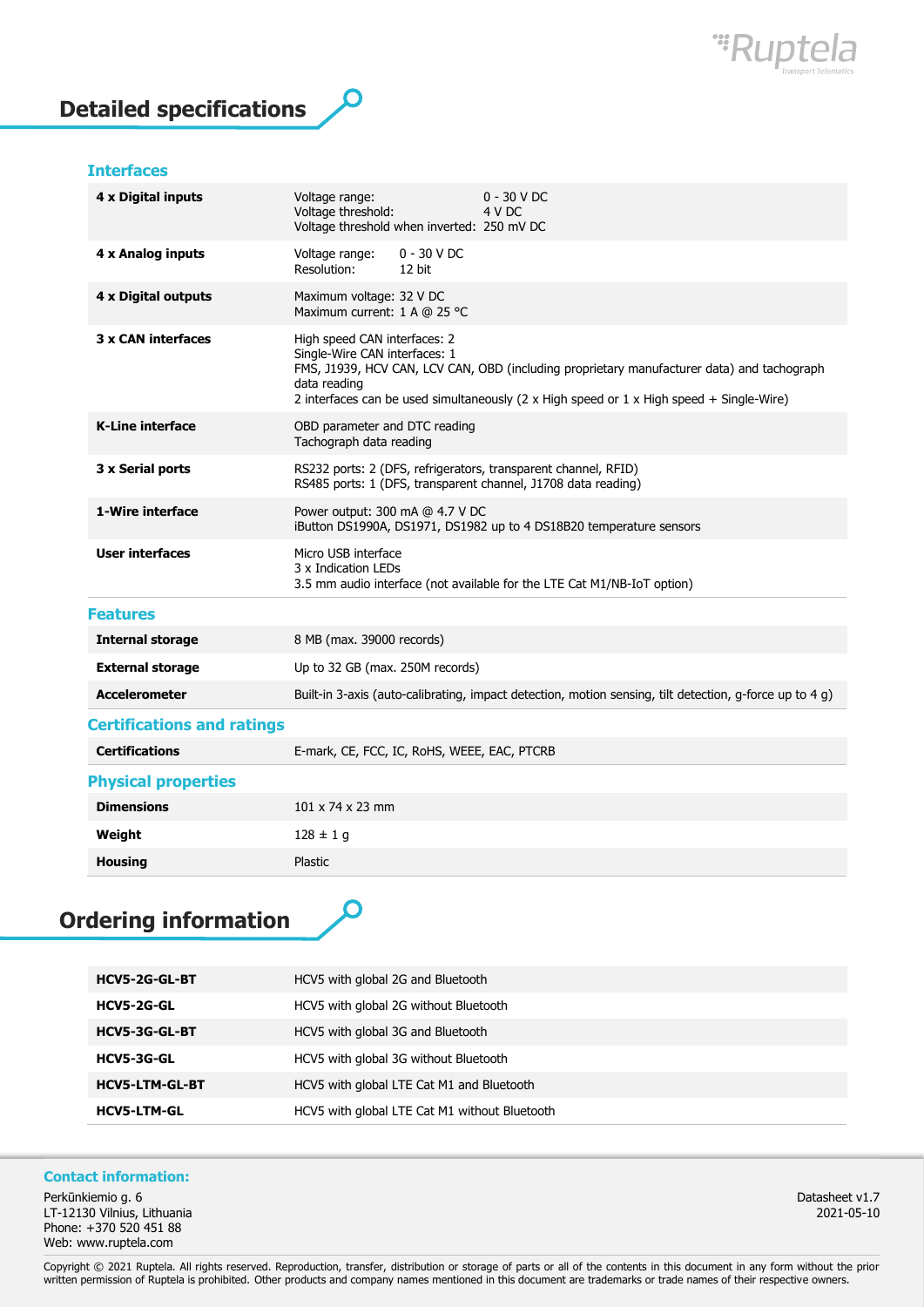## Detailed specifications

### Interfaces

| | |
|---|---|
| **4 x Digital inputs** | Voltage range: 0 - 30 V DC<br>Voltage threshold: 4 V DC<br>Voltage threshold when inverted: 250 mV DC |
| **4 x Analog inputs** | Voltage range: 0 - 30 V DC<br>Resolution: 12 bit |
| **4 x Digital outputs** | Maximum voltage: 32 V DC<br>Maximum current: 1 A @ 25 °C |
| **3 x CAN interfaces** | High speed CAN interfaces: 2<br>Single-Wire CAN interfaces: 1<br>FMS, J1939, HCV CAN, LCV CAN, OBD (including proprietary manufacturer data) and tachograph data reading<br>2 interfaces can be used simultaneously (2 x High speed or 1 x High speed + Single-Wire) |
| **K-Line interface** | OBD parameter and DTC reading<br>Tachograph data reading |
| **3 x Serial ports** | RS232 ports: 2 (DFS, refrigerators, transparent channel, RFID)<br>RS485 ports: 1 (DFS, transparent channel, J1708 data reading) |
| **1-Wire interface** | Power output: 300 mA @ 4.7 V DC<br>iButton DS1990A, DS1971, DS1982 up to 4 DS18B20 temperature sensors |
| **User interfaces** | Micro USB interface<br>3 x Indication LEDs<br>3.5 mm audio interface (not available for the LTE Cat M1/NB-IoT option) |

### Features

| | |
|---|---|
| **Internal storage** | 8 MB (max. 39000 records) |
| **External storage** | Up to 32 GB (max. 250M records) |
| **Accelerometer** | Built-in 3-axis (auto-calibrating, impact detection, motion sensing, tilt detection, g-force up to 4 g) |

### Certifications and ratings

| | |
|---|---|
| **Certifications** | E-mark, CE, FCC, IC, RoHS, WEEE, EAC, PTCRB |

### Physical properties

| | |
|---|---|
| **Dimensions** | 101 x 74 x 23 mm |
| **Weight** | 128 ± 1 g |
| **Housing** | Plastic |

## Ordering information

| | |
|---|---|
| **HCV5-2G-GL-BT** | HCV5 with global 2G and Bluetooth |
| **HCV5-2G-GL** | HCV5 with global 2G without Bluetooth |
| **HCV5-3G-GL-BT** | HCV5 with global 3G and Bluetooth |
| **HCV5-3G-GL** | HCV5 with global 3G without Bluetooth |
| **HCV5-LTM-GL-BT** | HCV5 with global LTE Cat M1 and Bluetooth |
| **HCV5-LTM-GL** | HCV5 with global LTE Cat M1 without Bluetooth |

**Contact information:**

Perkūnkiemio g. 6
LT-12130 Vilnius, Lithuania
Phone: +370 520 451 88
Web: www.ruptela.com

Datasheet v1.7
2021-05-10

Copyright © 2021 Ruptela. All rights reserved. Reproduction, transfer, distribution or storage of parts or all of the contents in this document in any form without the prior written permission of Ruptela is prohibited. Other products and company names mentioned in this document are trademarks or trade names of their respective owners.